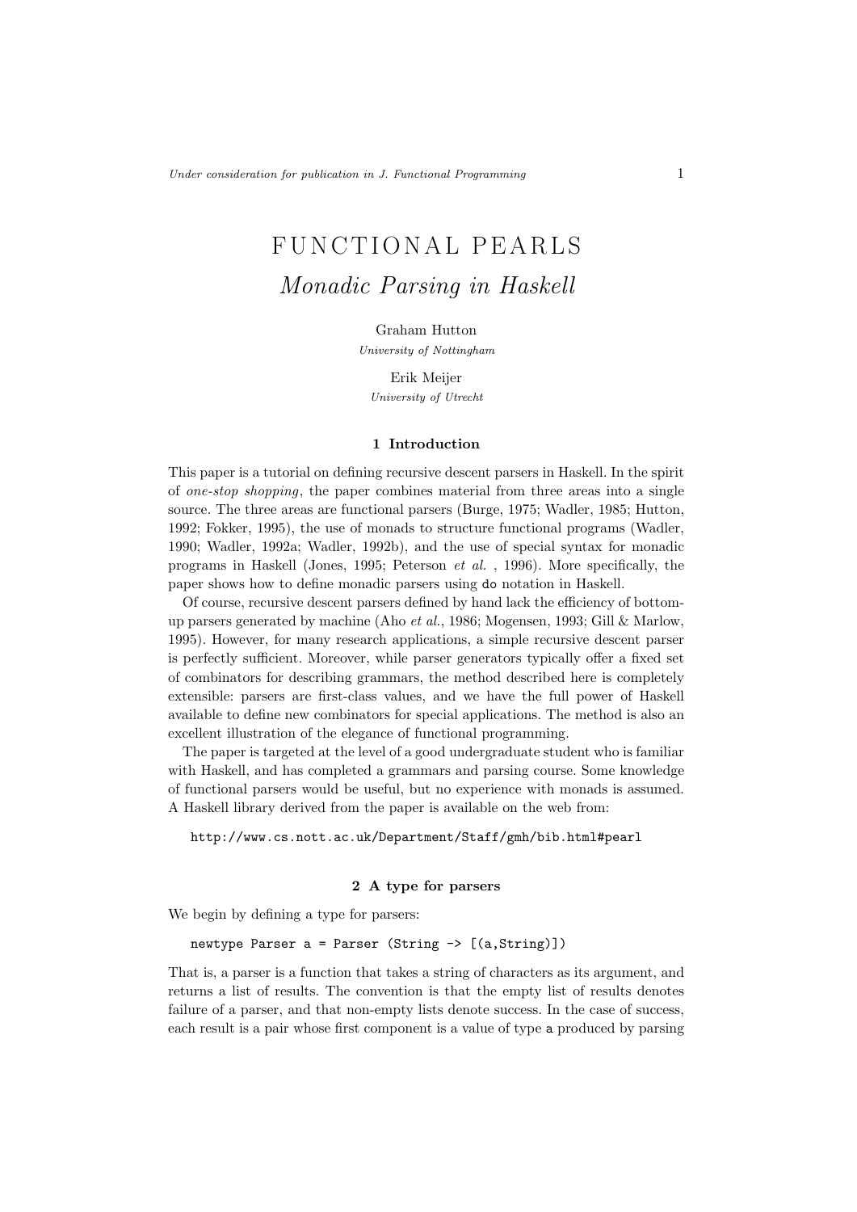# FUNCTIONAL PEARLS

## *Monadic Parsing in Haskell*

Graham Hutton
*University of Nottingham*

Erik Meijer
*University of Utrecht*

### 1 Introduction

This paper is a tutorial on defining recursive descent parsers in Haskell. In the spirit of *one-stop shopping*, the paper combines material from three areas into a single source. The three areas are functional parsers (Burge, 1975; Wadler, 1985; Hutton, 1992; Fokker, 1995), the use of monads to structure functional programs (Wadler, 1990; Wadler, 1992a; Wadler, 1992b), and the use of special syntax for monadic programs in Haskell (Jones, 1995; Peterson *et al.* , 1996). More specifically, the paper shows how to define monadic parsers using `do` notation in Haskell.

Of course, recursive descent parsers defined by hand lack the efficiency of bottom-up parsers generated by machine (Aho *et al.*, 1986; Mogensen, 1993; Gill & Marlow, 1995). However, for many research applications, a simple recursive descent parser is perfectly sufficient. Moreover, while parser generators typically offer a fixed set of combinators for describing grammars, the method described here is completely extensible: parsers are first-class values, and we have the full power of Haskell available to define new combinators for special applications. The method is also an excellent illustration of the elegance of functional programming.

The paper is targeted at the level of a good undergraduate student who is familiar with Haskell, and has completed a grammars and parsing course. Some knowledge of functional parsers would be useful, but no experience with monads is assumed. A Haskell library derived from the paper is available on the web from:

```
http://www.cs.nott.ac.uk/Department/Staff/gmh/bib.html#pearl
```

### 2 A type for parsers

We begin by defining a type for parsers:

```
newtype Parser a = Parser (String -> [(a,String)])
```

That is, a parser is a function that takes a string of characters as its argument, and returns a list of results. The convention is that the empty list of results denotes failure of a parser, and that non-empty lists denote success. In the case of success, each result is a pair whose first component is a value of type `a` produced by parsing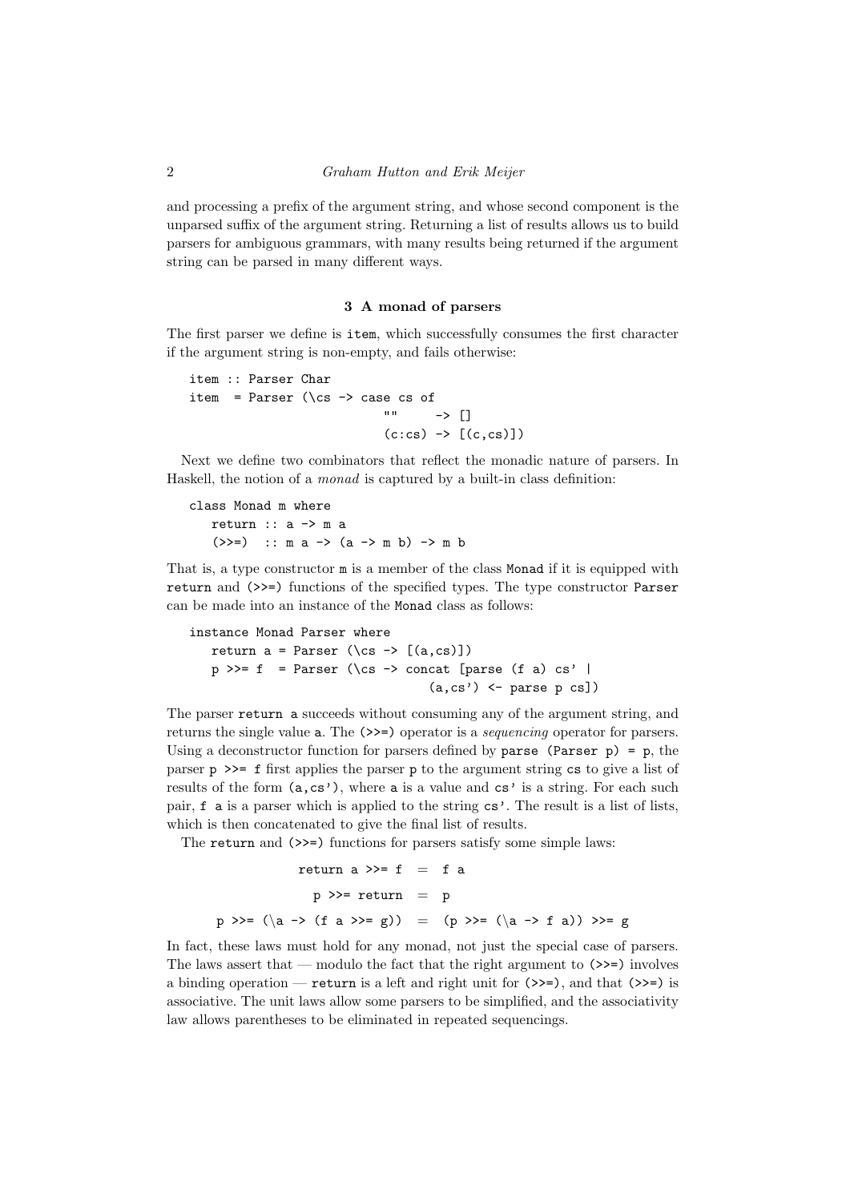and processing a prefix of the argument string, and whose second component is the unparsed suffix of the argument string. Returning a list of results allows us to build parsers for ambiguous grammars, with many results being returned if the argument string can be parsed in many different ways.

## 3 A monad of parsers

The first parser we define is `item`, which successfully consumes the first character if the argument string is non-empty, and fails otherwise:

```
item :: Parser Char
item  = Parser (\cs -> case cs of
                         ""     -> []
                         (c:cs) -> [(c,cs)])
```

Next we define two combinators that reflect the monadic nature of parsers. In Haskell, the notion of a *monad* is captured by a built-in class definition:

```
class Monad m where
   return :: a -> m a
   (>>=)  :: m a -> (a -> m b) -> m b
```

That is, a type constructor `m` is a member of the class `Monad` if it is equipped with `return` and `(>>=)` functions of the specified types. The type constructor `Parser` can be made into an instance of the `Monad` class as follows:

```
instance Monad Parser where
   return a = Parser (\cs -> [(a,cs)])
   p >>= f  = Parser (\cs -> concat [parse (f a) cs' |
                                (a,cs') <- parse p cs])
```

The parser `return a` succeeds without consuming any of the argument string, and returns the single value `a`. The `(>>=)` operator is a *sequencing* operator for parsers. Using a deconstructor function for parsers defined by `parse (Parser p) = p`, the parser `p >>= f` first applies the parser `p` to the argument string `cs` to give a list of results of the form `(a,cs')`, where `a` is a value and `cs'` is a string. For each such pair, `f a` is a parser which is applied to the string `cs'`. The result is a list of lists, which is then concatenated to give the final list of results.

The `return` and `(>>=)` functions for parsers satisfy some simple laws:

```
             return a >>= f  =  f a
               p >>= return  =  p
 p >>= (\a -> (f a >>= g))  =  (p >>= (\a -> f a)) >>= g
```

In fact, these laws must hold for any monad, not just the special case of parsers. The laws assert that — modulo the fact that the right argument to `(>>=)` involves a binding operation — `return` is a left and right unit for `(>>=)`, and that `(>>=)` is associative. The unit laws allow some parsers to be simplified, and the associativity law allows parentheses to be eliminated in repeated sequencings.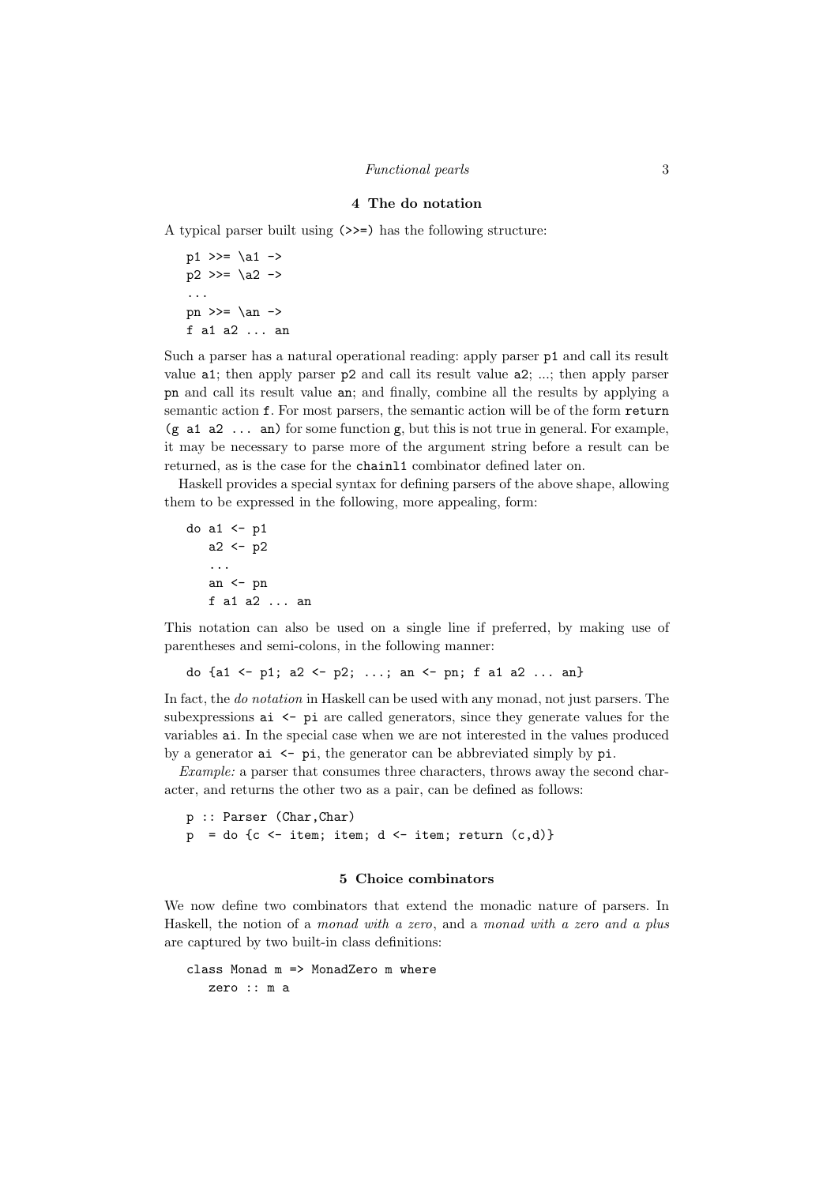## 4 The do notation

A typical parser built using `(>>=)` has the following structure:

```
p1 >>= \a1 ->
p2 >>= \a2 ->
...
pn >>= \an ->
f a1 a2 ... an
```

Such a parser has a natural operational reading: apply parser `p1` and call its result value `a1`; then apply parser `p2` and call its result value `a2`; ...; then apply parser `pn` and call its result value `an`; and finally, combine all the results by applying a semantic action `f`. For most parsers, the semantic action will be of the form `return (g a1 a2 ... an)` for some function `g`, but this is not true in general. For example, it may be necessary to parse more of the argument string before a result can be returned, as is the case for the `chainl1` combinator defined later on.

Haskell provides a special syntax for defining parsers of the above shape, allowing them to be expressed in the following, more appealing, form:

```
do a1 <- p1
   a2 <- p2
   ...
   an <- pn
   f a1 a2 ... an
```

This notation can also be used on a single line if preferred, by making use of parentheses and semi-colons, in the following manner:

```
do {a1 <- p1; a2 <- p2; ...; an <- pn; f a1 a2 ... an}
```

In fact, the *do notation* in Haskell can be used with any monad, not just parsers. The subexpressions `ai <- pi` are called generators, since they generate values for the variables `ai`. In the special case when we are not interested in the values produced by a generator `ai <- pi`, the generator can be abbreviated simply by `pi`.

*Example:* a parser that consumes three characters, throws away the second character, and returns the other two as a pair, can be defined as follows:

```
p :: Parser (Char,Char)
p  = do {c <- item; item; d <- item; return (c,d)}
```

## 5 Choice combinators

We now define two combinators that extend the monadic nature of parsers. In Haskell, the notion of a *monad with a zero*, and a *monad with a zero and a plus* are captured by two built-in class definitions:

```
class Monad m => MonadZero m where
   zero :: m a
```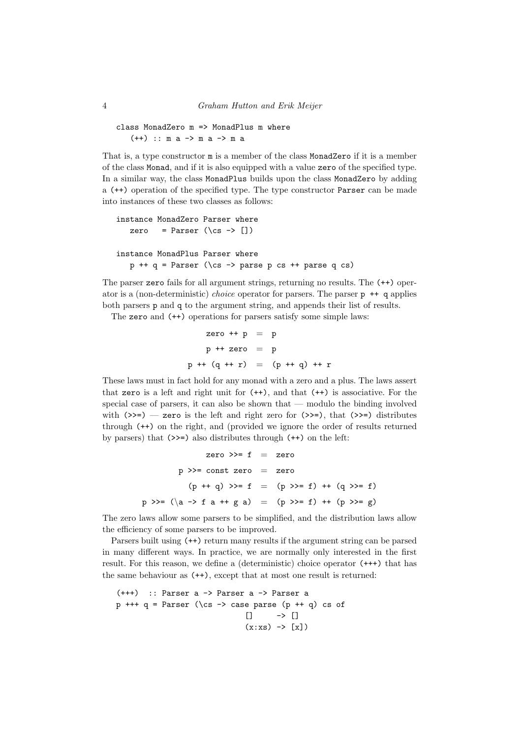```
class MonadZero m => MonadPlus m where
   (++) :: m a -> m a -> m a
```

That is, a type constructor `m` is a member of the class `MonadZero` if it is a member of the class `Monad`, and if it is also equipped with a value `zero` of the specified type. In a similar way, the class `MonadPlus` builds upon the class `MonadZero` by adding a `(++)` operation of the specified type. The type constructor `Parser` can be made into instances of these two classes as follows:

```
instance MonadZero Parser where
   zero   = Parser (\cs -> [])

instance MonadPlus Parser where
   p ++ q = Parser (\cs -> parse p cs ++ parse q cs)
```

The parser `zero` fails for all argument strings, returning no results. The `(++)` operator is a (non-deterministic) *choice* operator for parsers. The parser `p ++ q` applies both parsers `p` and `q` to the argument string, and appends their list of results.

The `zero` and `(++)` operations for parsers satisfy some simple laws:

```
         zero ++ p  =  p
         p ++ zero  =  p
    p ++ (q ++ r)   =  (p ++ q) ++ r
```

These laws must in fact hold for any monad with a zero and a plus. The laws assert that `zero` is a left and right unit for `(++)`, and that `(++)` is associative. For the special case of parsers, it can also be shown that — modulo the binding involved with `(>>=)` — `zero` is the left and right zero for `(>>=)`, that `(>>=)` distributes through `(++)` on the right, and (provided we ignore the order of results returned by parsers) that `(>>=)` also distributes through `(++)` on the left:

```
                zero >>= f  =  zero
          p >>= const zero  =  zero
           (p ++ q) >>= f   =  (p >>= f) ++ (q >>= f)
   p >>= (\a -> f a ++ g a) =  (p >>= f) ++ (p >>= g)
```

The zero laws allow some parsers to be simplified, and the distribution laws allow the efficiency of some parsers to be improved.

Parsers built using `(++)` return many results if the argument string can be parsed in many different ways. In practice, we are normally only interested in the first result. For this reason, we define a (deterministic) choice operator `(+++)` that has the same behaviour as `(++)`, except that at most one result is returned:

```
(+++)  :: Parser a -> Parser a -> Parser a
p +++ q = Parser (\cs -> case parse (p ++ q) cs of
                           []     -> []
                           (x:xs) -> [x])
```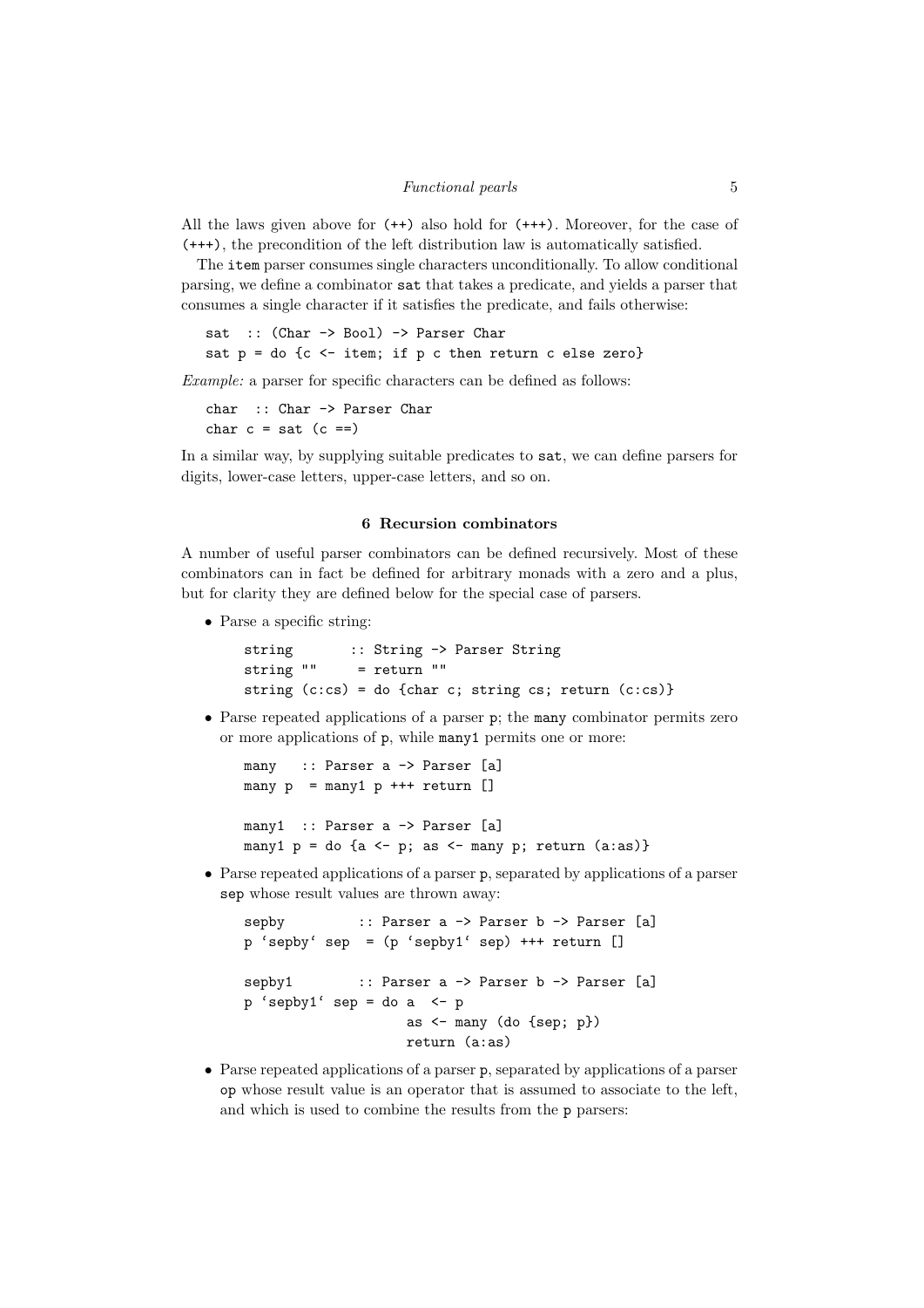All the laws given above for (++) also hold for (+++). Moreover, for the case of (+++), the precondition of the left distribution law is automatically satisfied.

The `item` parser consumes single characters unconditionally. To allow conditional parsing, we define a combinator `sat` that takes a predicate, and yields a parser that consumes a single character if it satisfies the predicate, and fails otherwise:

```
sat  :: (Char -> Bool) -> Parser Char
sat p = do {c <- item; if p c then return c else zero}
```

*Example:* a parser for specific characters can be defined as follows:

```
char  :: Char -> Parser Char
char c = sat (c ==)
```

In a similar way, by supplying suitable predicates to `sat`, we can define parsers for digits, lower-case letters, upper-case letters, and so on.

## 6 Recursion combinators

A number of useful parser combinators can be defined recursively. Most of these combinators can in fact be defined for arbitrary monads with a zero and a plus, but for clarity they are defined below for the special case of parsers.

- Parse a specific string:

```
string       :: String -> Parser String
string ""     = return ""
string (c:cs) = do {char c; string cs; return (c:cs)}
```

- Parse repeated applications of a parser `p`; the `many` combinator permits zero or more applications of `p`, while `many1` permits one or more:

```
many   :: Parser a -> Parser [a]
many p  = many1 p +++ return []

many1  :: Parser a -> Parser [a]
many1 p = do {a <- p; as <- many p; return (a:as)}
```

- Parse repeated applications of a parser `p`, separated by applications of a parser `sep` whose result values are thrown away:

```
sepby         :: Parser a -> Parser b -> Parser [a]
p `sepby` sep  = (p `sepby1` sep) +++ return []

sepby1        :: Parser a -> Parser b -> Parser [a]
p `sepby1` sep = do a  <- p
                    as <- many (do {sep; p})
                    return (a:as)
```

- Parse repeated applications of a parser `p`, separated by applications of a parser `op` whose result value is an operator that is assumed to associate to the left, and which is used to combine the results from the `p` parsers: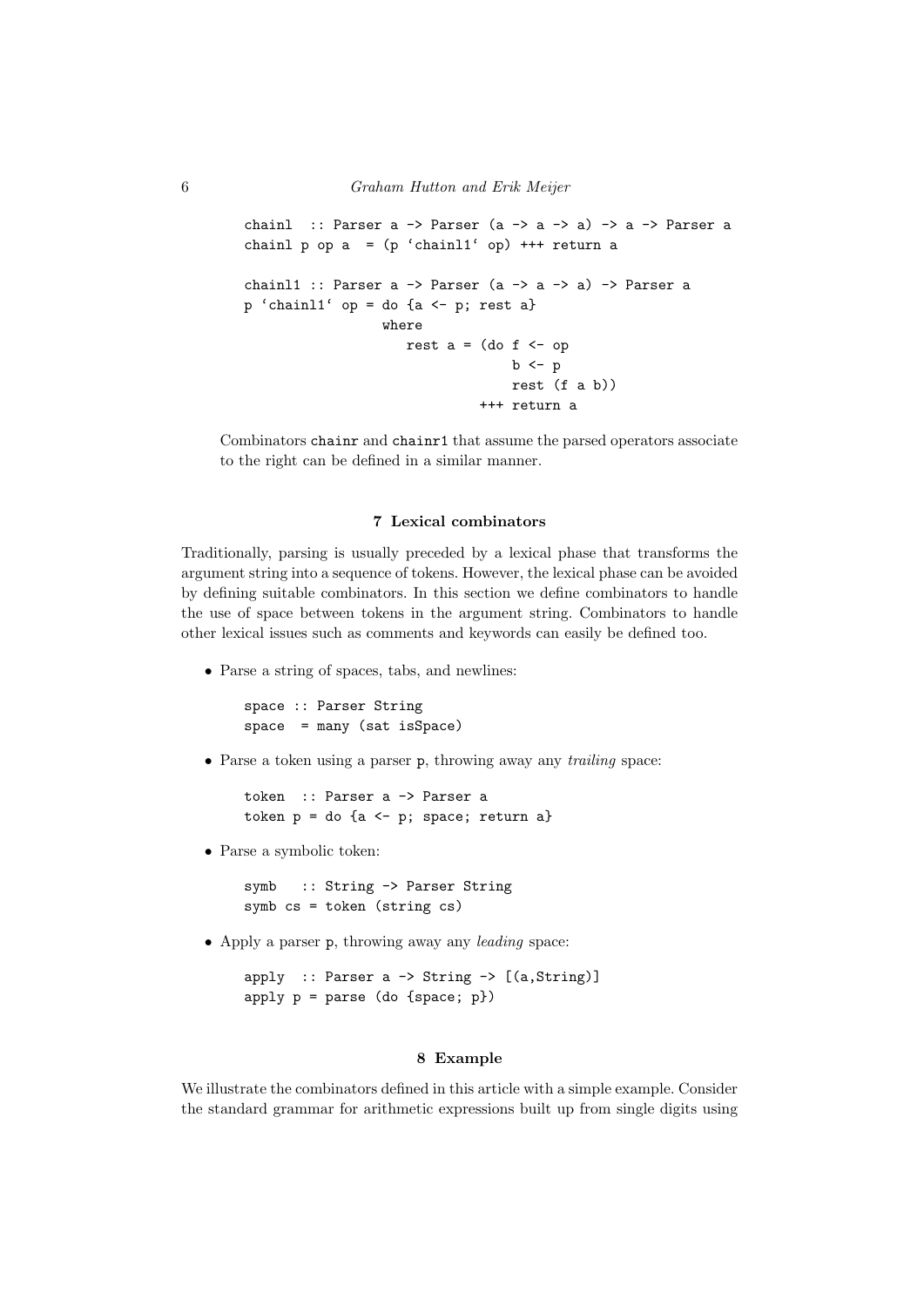```
chainl  :: Parser a -> Parser (a -> a -> a) -> a -> Parser a
chainl p op a  = (p `chainl1` op) +++ return a

chainl1 :: Parser a -> Parser (a -> a -> a) -> Parser a
p `chainl1` op = do {a <- p; rest a}
                 where
                    rest a = (do f <- op
                                 b <- p
                                 rest (f a b))
                             +++ return a
```

Combinators `chainr` and `chainr1` that assume the parsed operators associate to the right can be defined in a similar manner.

## 7 Lexical combinators

Traditionally, parsing is usually preceded by a lexical phase that transforms the argument string into a sequence of tokens. However, the lexical phase can be avoided by defining suitable combinators. In this section we define combinators to handle the use of space between tokens in the argument string. Combinators to handle other lexical issues such as comments and keywords can easily be defined too.

- Parse a string of spaces, tabs, and newlines:

```
space :: Parser String
space  = many (sat isSpace)
```

- Parse a token using a parser `p`, throwing away any *trailing* space:

```
token  :: Parser a -> Parser a
token p = do {a <- p; space; return a}
```

- Parse a symbolic token:

```
symb   :: String -> Parser String
symb cs = token (string cs)
```

- Apply a parser `p`, throwing away any *leading* space:

```
apply  :: Parser a -> String -> [(a,String)]
apply p = parse (do {space; p})
```

## 8 Example

We illustrate the combinators defined in this article with a simple example. Consider the standard grammar for arithmetic expressions built up from single digits using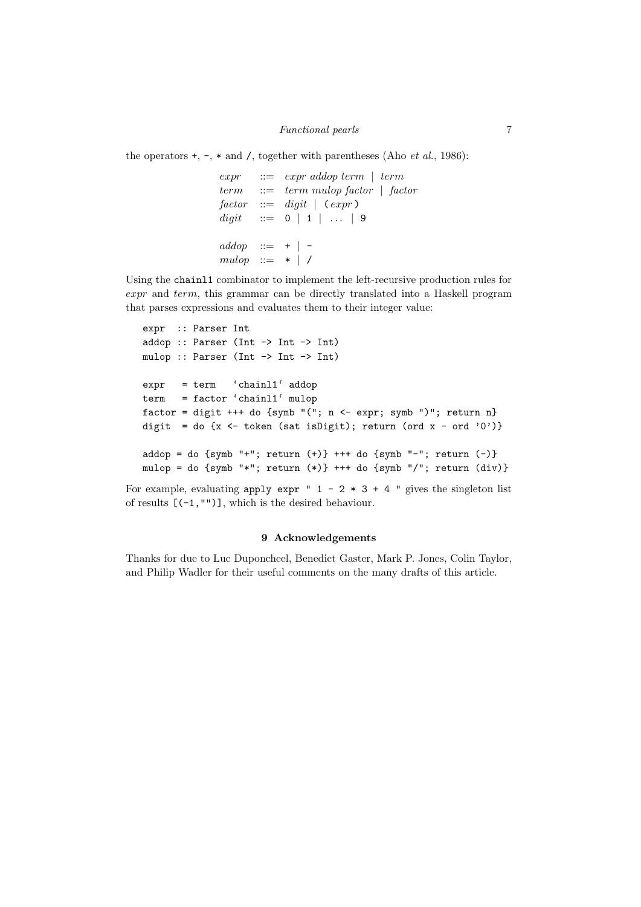the operators +, -, * and /, together with parentheses (Aho *et al.*, 1986):

```
expr   ::= expr addop term | term
term   ::= term mulop factor | factor
factor ::= digit | ( expr )
digit  ::= 0 | 1 | ... | 9

addop  ::= + | -
mulop  ::= * | /
```

Using the `chainl1` combinator to implement the left-recursive production rules for *expr* and *term*, this grammar can be directly translated into a Haskell program that parses expressions and evaluates them to their integer value:

```
expr  :: Parser Int
addop :: Parser (Int -> Int -> Int)
mulop :: Parser (Int -> Int -> Int)

expr   = term   `chainl1` addop
term   = factor `chainl1` mulop
factor = digit +++ do {symb "("; n <- expr; symb ")"; return n}
digit  = do {x <- token (sat isDigit); return (ord x - ord '0')}

addop = do {symb "+"; return (+)} +++ do {symb "-"; return (-)}
mulop = do {symb "*"; return (*)} +++ do {symb "/"; return (div)}
```

For example, evaluating `apply expr " 1 - 2 * 3 + 4 "` gives the singleton list of results `[(-1,"")]`, which is the desired behaviour.

## 9 Acknowledgements

Thanks for due to Luc Duponcheel, Benedict Gaster, Mark P. Jones, Colin Taylor, and Philip Wadler for their useful comments on the many drafts of this article.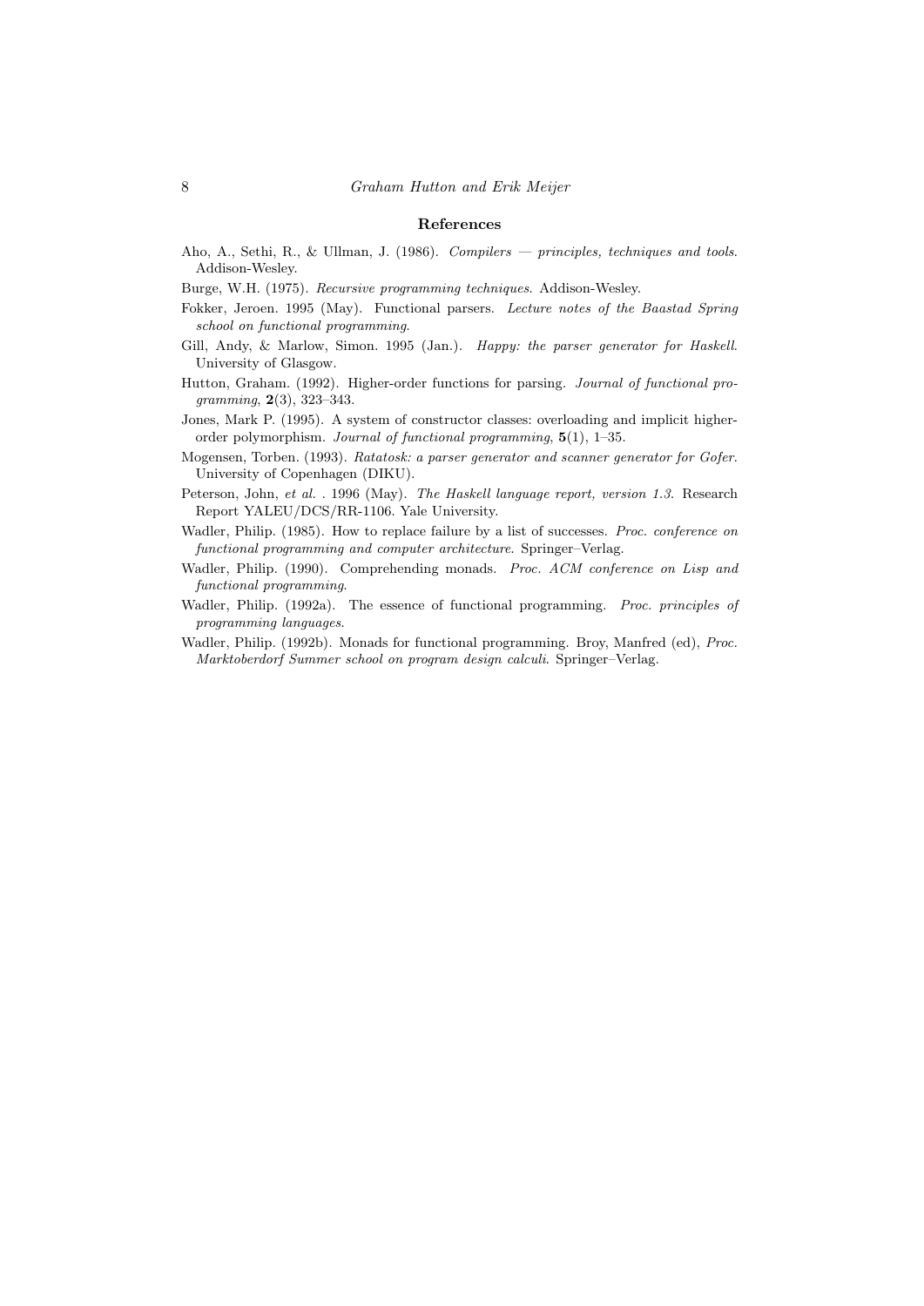### References

Aho, A., Sethi, R., & Ullman, J. (1986). *Compilers — principles, techniques and tools*. Addison-Wesley.

Burge, W.H. (1975). *Recursive programming techniques*. Addison-Wesley.

Fokker, Jeroen. 1995 (May). Functional parsers. *Lecture notes of the Baastad Spring school on functional programming*.

Gill, Andy, & Marlow, Simon. 1995 (Jan.). *Happy: the parser generator for Haskell*. University of Glasgow.

Hutton, Graham. (1992). Higher-order functions for parsing. *Journal of functional programming*, **2**(3), 323–343.

Jones, Mark P. (1995). A system of constructor classes: overloading and implicit higher-order polymorphism. *Journal of functional programming*, **5**(1), 1–35.

Mogensen, Torben. (1993). *Ratatosk: a parser generator and scanner generator for Gofer*. University of Copenhagen (DIKU).

Peterson, John, *et al.* . 1996 (May). *The Haskell language report, version 1.3*. Research Report YALEU/DCS/RR-1106. Yale University.

Wadler, Philip. (1985). How to replace failure by a list of successes. *Proc. conference on functional programming and computer architecture*. Springer–Verlag.

Wadler, Philip. (1990). Comprehending monads. *Proc. ACM conference on Lisp and functional programming*.

Wadler, Philip. (1992a). The essence of functional programming. *Proc. principles of programming languages*.

Wadler, Philip. (1992b). Monads for functional programming. Broy, Manfred (ed), *Proc. Marktoberdorf Summer school on program design calculi*. Springer–Verlag.